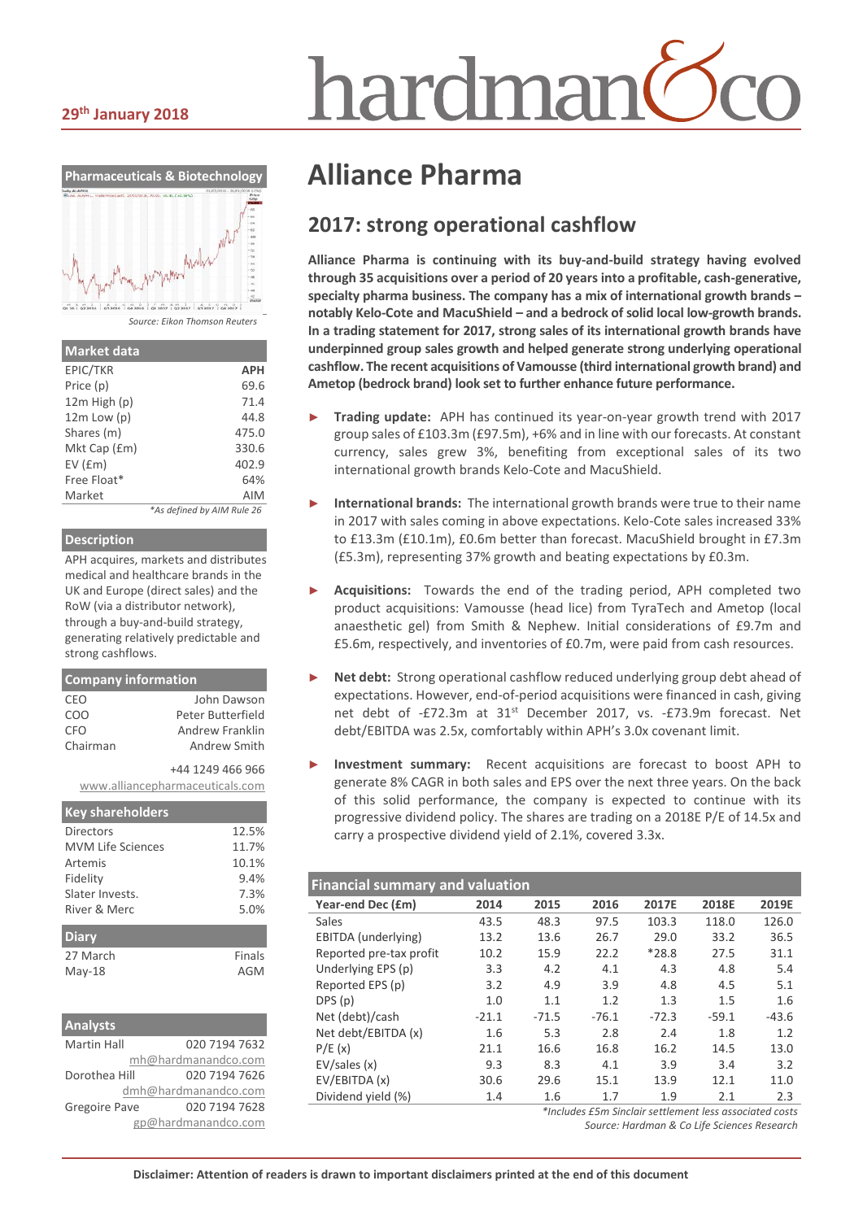29th January 2018

# Alliance Pharma

## 2017: strong operational cashflow

**Alliance Pharma is continuing with its buy-and-build strategy having evolved through 35 acquisitions over a period of 20 years into a profitable, cash-generative, specialty pharma business. The company has a mix of international growth brands – notably Kelo-Cote and MacuShield – and a bedrock of solid local low-growth brands. In a trading statement for 2017, strong sales of its international growth brands have underpinned group sales growth and helped generate strong underlying operational cashflow. The recent acquisitions of Vamousse (third international growth brand) and Ametop (bedrock brand) look set to further enhance future performance.**

- **Trading update:** APH has continued its year-on-year growth trend with 2017 group sales of £103.3m (£97.5m), +6% and in line with our forecasts. At constant currency, sales grew 3%, benefiting from exceptional sales of its two international growth brands Kelo-Cote and MacuShield.
- **International brands:** The international growth brands were true to their name in 2017 with sales coming in above expectations. Kelo-Cote sales increased 33% to £13.3m (£10.1m), £0.6m better than forecast. MacuShield brought in £7.3m (£5.3m), representing 37% growth and beating expectations by £0.3m.
- **Acquisitions:** Towards the end of the trading period, APH completed two product acquisitions: Vamousse (head lice) from TyraTech and Ametop (local anaesthetic gel) from Smith & Nephew. Initial considerations of £9.7m and £5.6m, respectively, and inventories of £0.7m, were paid from cash resources.
- **Net debt:** Strong operational cashflow reduced underlying group debt ahead of expectations. However, end-of-period acquisitions were financed in cash, giving net debt of -£72.3m at 31st December 2017, vs. -£73.9m forecast. Net debt/EBITDA was 2.5x, comfortably within APH's 3.0x covenant limit.
- **Investment summary:** Recent acquisitions are forecast to boost APH to generate 8% CAGR in both sales and EPS over the next three years. On the back of this solid performance, the company is expected to continue with its progressive dividend policy. The shares are trading on a 2018E P/E of 14.5x and carry a prospective dividend yield of 2.1%, covered 3.3x.

### Financial summary and valuation

| Year-end Dec (£m) | 2014 | 2015 | 2016 | 2017E | 2018E | 2019E |
|---|---|---|---|---|---|---|
| Sales | 43.5 | 48.3 | 97.5 | 103.3 | 118.0 | 126.0 |
| EBITDA (underlying) | 13.2 | 13.6 | 26.7 | 29.0 | 33.2 | 36.5 |
| Reported pre-tax profit | 10.2 | 15.9 | 22.2 | *28.8 | 27.5 | 31.1 |
| Underlying EPS (p) | 3.3 | 4.2 | 4.1 | 4.3 | 4.8 | 5.4 |
| Reported EPS (p) | 3.2 | 4.9 | 3.9 | 4.8 | 4.5 | 5.1 |
| DPS (p) | 1.0 | 1.1 | 1.2 | 1.3 | 1.5 | 1.6 |
| Net (debt)/cash | -21.1 | -71.5 | -76.1 | -72.3 | -59.1 | -43.6 |
| Net debt/EBITDA (x) | 1.6 | 5.3 | 2.8 | 2.4 | 1.8 | 1.2 |
| P/E (x) | 21.1 | 16.6 | 16.8 | 16.2 | 14.5 | 13.0 |
| EV/sales (x) | 9.3 | 8.3 | 4.1 | 3.9 | 3.4 | 3.2 |
| EV/EBITDA (x) | 30.6 | 29.6 | 15.1 | 13.9 | 12.1 | 11.0 |
| Dividend yield (%) | 1.4 | 1.6 | 1.7 | 1.9 | 2.1 | 2.3 |

*Includes £5m Sinclair settlement less associated costs

Source: Hardman & Co Life Sciences Research

### Pharmaceuticals & Biotechnology

Source: Eikon Thomson Reuters

### Market data

| EPIC/TKR | APH |
|---|---|
| Price (p) | 69.6 |
| 12m High (p) | 71.4 |
| 12m Low (p) | 44.8 |
| Shares (m) | 475.0 |
| Mkt Cap (£m) | 330.6 |
| EV (£m) | 402.9 |
| Free Float* | 64% |
| Market | AIM |

*As defined by AIM Rule 26

### Description

APH acquires, markets and distributes medical and healthcare brands in the UK and Europe (direct sales) and the RoW (via a distributor network), through a buy-and-build strategy, generating relatively predictable and strong cashflows.

### Company information

| | |
|---|---|
| CEO | John Dawson |
| COO | Peter Butterfield |
| CFO | Andrew Franklin |
| Chairman | Andrew Smith |

+44 1249 466 966

www.alliancepharmaceuticals.com

### Key shareholders

| | |
|---|---|
| Directors | 12.5% |
| MVM Life Sciences | 11.7% |
| Artemis | 10.1% |
| Fidelity | 9.4% |
| Slater Invests. | 7.3% |
| River & Merc | 5.0% |

### Diary

| | |
|---|---|
| 27 March | Finals |
| May-18 | AGM |

### Analysts

| | |
|---|---|
| Martin Hall | 020 7194 7632 |
| | mh@hardmanandco.com |
| Dorothea Hill | 020 7194 7626 |
| | dmh@hardmanandco.com |
| Gregoire Pave | 020 7194 7628 |
| | gp@hardmanandco.com |

**Disclaimer: Attention of readers is drawn to important disclaimers printed at the end of this document**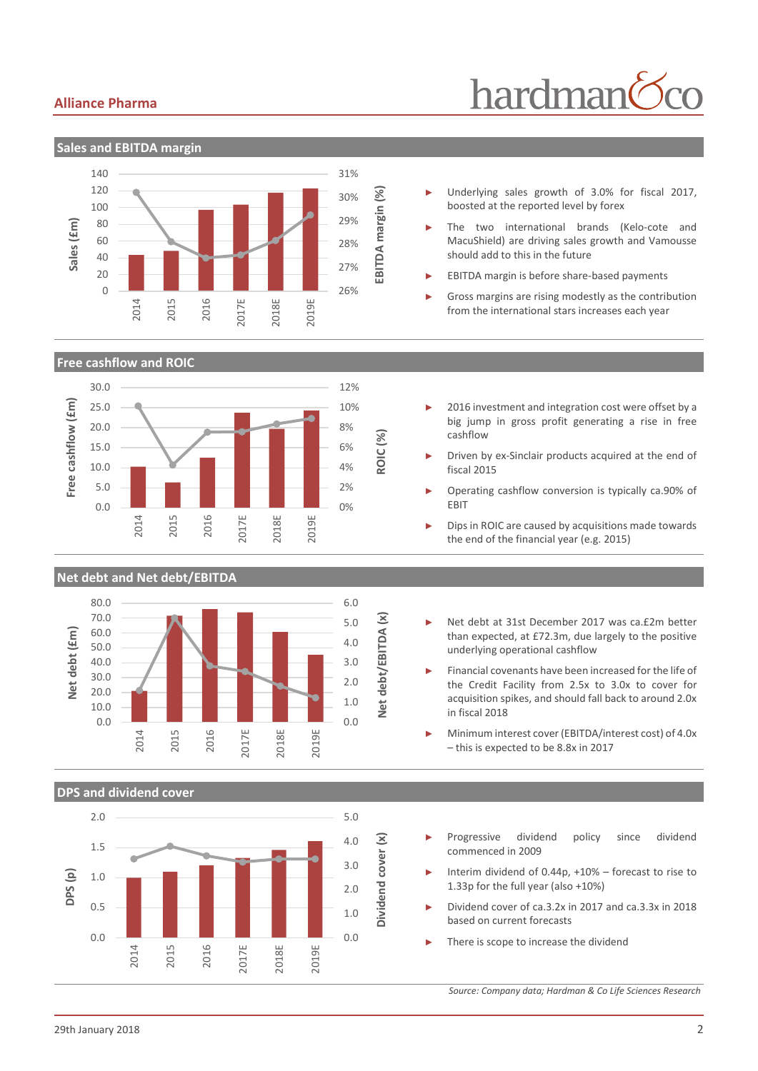## Sales and EBITDA margin

- Underlying sales growth of 3.0% for fiscal 2017, boosted at the reported level by forex
- The two international brands (Kelo-cote and MacuShield) are driving sales growth and Vamousse should add to this in the future
- EBITDA margin is before share-based payments
- Gross margins are rising modestly as the contribution from the international stars increases each year

## Free cashflow and ROIC

- 2016 investment and integration cost were offset by a big jump in gross profit generating a rise in free cashflow
- Driven by ex-Sinclair products acquired at the end of fiscal 2015
- Operating cashflow conversion is typically ca.90% of EBIT
- Dips in ROIC are caused by acquisitions made towards the end of the financial year (e.g. 2015)

## Net debt and Net debt/EBITDA

- Net debt at 31st December 2017 was ca.£2m better than expected, at £72.3m, due largely to the positive underlying operational cashflow
- Financial covenants have been increased for the life of the Credit Facility from 2.5x to 3.0x to cover for acquisition spikes, and should fall back to around 2.0x in fiscal 2018
- Minimum interest cover (EBITDA/interest cost) of 4.0x – this is expected to be 8.8x in 2017

## DPS and dividend cover

- Progressive dividend policy since dividend commenced in 2009
- Interim dividend of 0.44p, +10% – forecast to rise to 1.33p for the full year (also +10%)
- Dividend cover of ca.3.2x in 2017 and ca.3.3x in 2018 based on current forecasts
- There is scope to increase the dividend

*Source: Company data; Hardman & Co Life Sciences Research*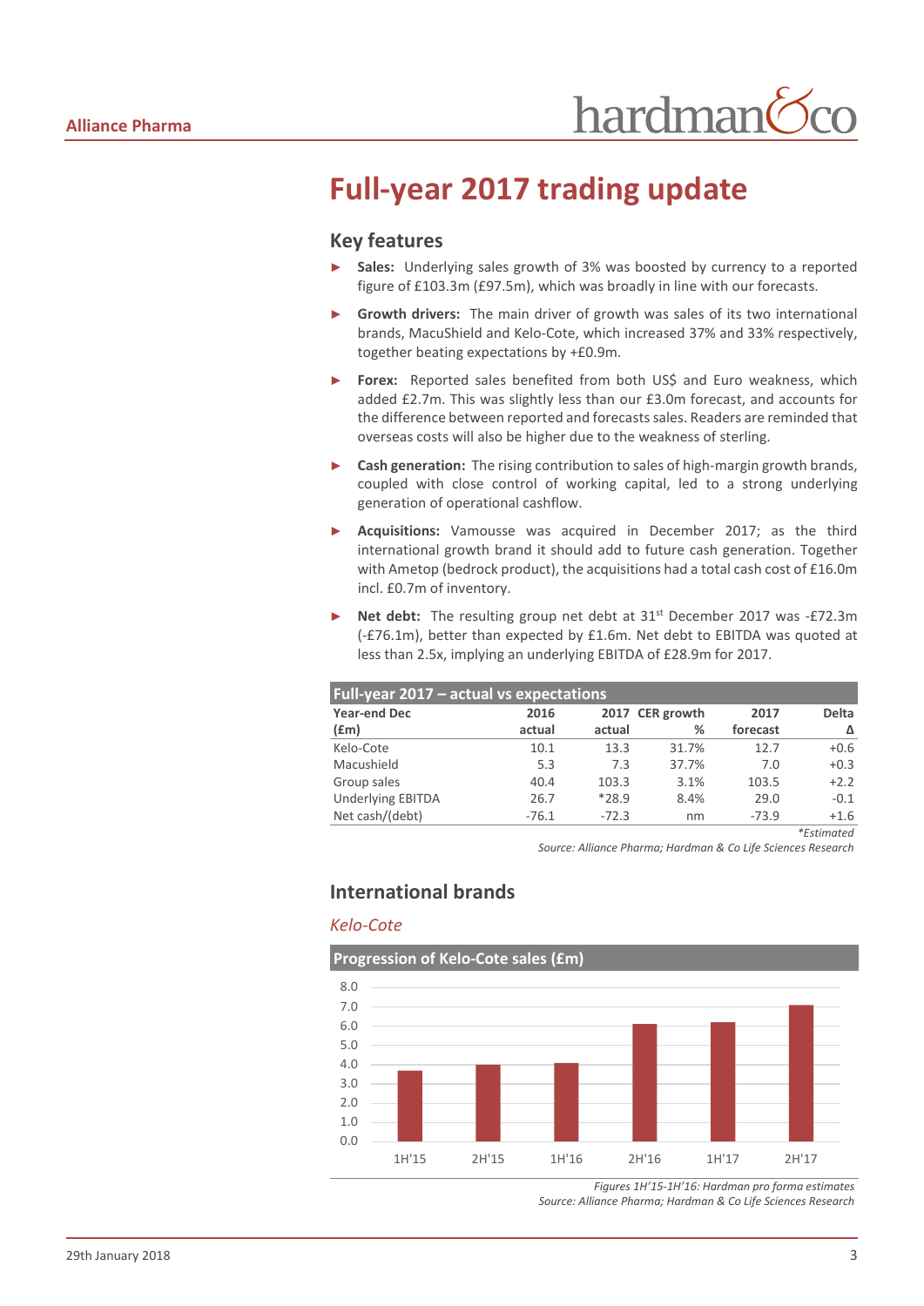# Full-year 2017 trading update

## Key features

- **Sales:** Underlying sales growth of 3% was boosted by currency to a reported figure of £103.3m (£97.5m), which was broadly in line with our forecasts.
- **Growth drivers:** The main driver of growth was sales of its two international brands, MacuShield and Kelo-Cote, which increased 37% and 33% respectively, together beating expectations by +£0.9m.
- **Forex:** Reported sales benefited from both US$ and Euro weakness, which added £2.7m. This was slightly less than our £3.0m forecast, and accounts for the difference between reported and forecasts sales. Readers are reminded that overseas costs will also be higher due to the weakness of sterling.
- **Cash generation:** The rising contribution to sales of high-margin growth brands, coupled with close control of working capital, led to a strong underlying generation of operational cashflow.
- **Acquisitions:** Vamousse was acquired in December 2017; as the third international growth brand it should add to future cash generation. Together with Ametop (bedrock product), the acquisitions had a total cash cost of £16.0m incl. £0.7m of inventory.
- **Net debt:** The resulting group net debt at 31st December 2017 was -£72.3m (-£76.1m), better than expected by £1.6m. Net debt to EBITDA was quoted at less than 2.5x, implying an underlying EBITDA of £28.9m for 2017.

**Full-year 2017 – actual vs expectations**

| Year-end Dec (£m) | 2016 actual | 2017 actual | CER growth % | 2017 forecast | Delta Δ |
|---|---|---|---|---|---|
| Kelo-Cote | 10.1 | 13.3 | 31.7% | 12.7 | +0.6 |
| Macushield | 5.3 | 7.3 | 37.7% | 7.0 | +0.3 |
| Group sales | 40.4 | 103.3 | 3.1% | 103.5 | +2.2 |
| Underlying EBITDA | 26.7 | *28.9 | 8.4% | 29.0 | -0.1 |
| Net cash/(debt) | -76.1 | -72.3 | nm | -73.9 | +1.6 |

*Estimated

*Source: Alliance Pharma; Hardman & Co Life Sciences Research*

## International brands

### *Kelo-Cote*

**Progression of Kelo-Cote sales (£m)**

| Period | Sales (£m) |
|---|---|
| 1H'15 | 3.7 |
| 2H'15 | 4.0 |
| 1H'16 | 4.1 |
| 2H'16 | 6.1 |
| 1H'17 | 6.2 |
| 2H'17 | 7.1 |

*Figures 1H'15-1H'16: Hardman pro forma estimates*

*Source: Alliance Pharma; Hardman & Co Life Sciences Research*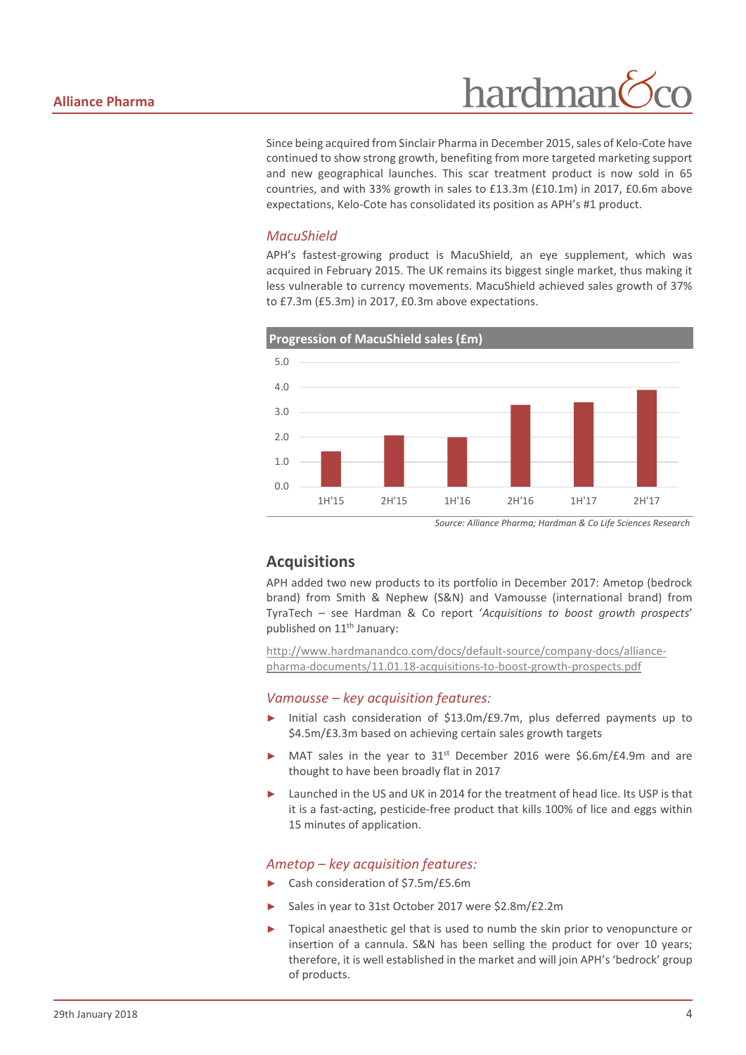Since being acquired from Sinclair Pharma in December 2015, sales of Kelo-Cote have continued to show strong growth, benefiting from more targeted marketing support and new geographical launches. This scar treatment product is now sold in 65 countries, and with 33% growth in sales to £13.3m (£10.1m) in 2017, £0.6m above expectations, Kelo-Cote has consolidated its position as APH's #1 product.

### *MacuShield*

APH's fastest-growing product is MacuShield, an eye supplement, which was acquired in February 2015. The UK remains its biggest single market, thus making it less vulnerable to currency movements. MacuShield achieved sales growth of 37% to £7.3m (£5.3m) in 2017, £0.3m above expectations.

**Progression of MacuShield sales (£m)**

| Period | Sales (£m, approx.) |
|---|---|
| 1H'15 | 1.4 |
| 2H'15 | 2.0 |
| 1H'16 | 2.0 |
| 2H'16 | 3.3 |
| 1H'17 | 3.4 |
| 2H'17 | 3.9 |

*Source: Alliance Pharma; Hardman & Co Life Sciences Research*

## Acquisitions

APH added two new products to its portfolio in December 2017: Ametop (bedrock brand) from Smith & Nephew (S&N) and Vamousse (international brand) from TyraTech – see Hardman & Co report '*Acquisitions to boost growth prospects*' published on 11th January:

http://www.hardmanandco.com/docs/default-source/company-docs/alliance-pharma-documents/11.01.18-acquisitions-to-boost-growth-prospects.pdf

### *Vamousse – key acquisition features:*

- Initial cash consideration of $13.0m/£9.7m, plus deferred payments up to $4.5m/£3.3m based on achieving certain sales growth targets
- MAT sales in the year to 31st December 2016 were $6.6m/£4.9m and are thought to have been broadly flat in 2017
- Launched in the US and UK in 2014 for the treatment of head lice. Its USP is that it is a fast-acting, pesticide-free product that kills 100% of lice and eggs within 15 minutes of application.

### *Ametop – key acquisition features:*

- Cash consideration of $7.5m/£5.6m
- Sales in year to 31st October 2017 were $2.8m/£2.2m
- Topical anaesthetic gel that is used to numb the skin prior to venopuncture or insertion of a cannula. S&N has been selling the product for over 10 years; therefore, it is well established in the market and will join APH's 'bedrock' group of products.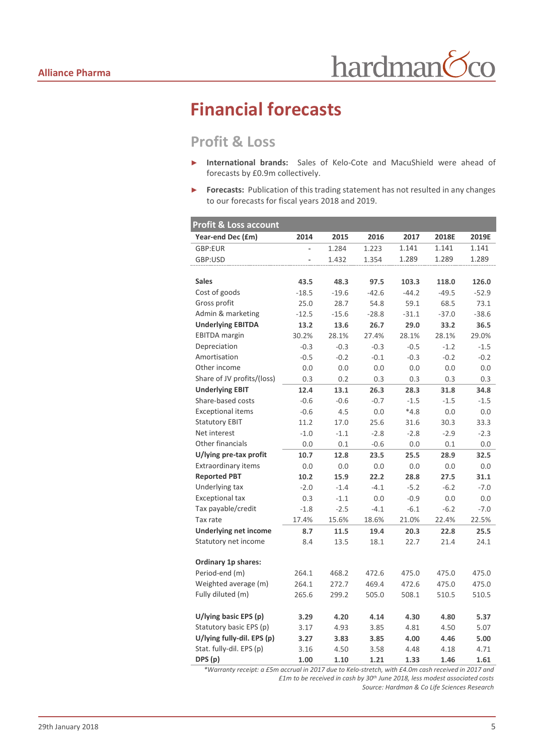# Financial forecasts

## Profit & Loss

- **International brands:** Sales of Kelo-Cote and MacuShield were ahead of forecasts by £0.9m collectively.
- **Forecasts:** Publication of this trading statement has not resulted in any changes to our forecasts for fiscal years 2018 and 2019.

| **Profit & Loss account** | | | | | | |
|---|---|---|---|---|---|---|
| **Year-end Dec (£m)** | **2014** | **2015** | **2016** | **2017** | **2018E** | **2019E** |
| GBP:EUR | - | 1.284 | 1.223 | 1.141 | 1.141 | 1.141 |
| GBP:USD | - | 1.432 | 1.354 | 1.289 | 1.289 | 1.289 |
| | | | | | | |
| **Sales** | **43.5** | **48.3** | **97.5** | **103.3** | **118.0** | **126.0** |
| Cost of goods | -18.5 | -19.6 | -42.6 | -44.2 | -49.5 | -52.9 |
| Gross profit | 25.0 | 28.7 | 54.8 | 59.1 | 68.5 | 73.1 |
| Admin & marketing | -12.5 | -15.6 | -28.8 | -31.1 | -37.0 | -38.6 |
| **Underlying EBITDA** | **13.2** | **13.6** | **26.7** | **29.0** | **33.2** | **36.5** |
| EBITDA margin | 30.2% | 28.1% | 27.4% | 28.1% | 28.1% | 29.0% |
| Depreciation | -0.3 | -0.3 | -0.3 | -0.5 | -1.2 | -1.5 |
| Amortisation | -0.5 | -0.2 | -0.1 | -0.3 | -0.2 | -0.2 |
| Other income | 0.0 | 0.0 | 0.0 | 0.0 | 0.0 | 0.0 |
| Share of JV profits/(loss) | 0.3 | 0.2 | 0.3 | 0.3 | 0.3 | 0.3 |
| **Underlying EBIT** | **12.4** | **13.1** | **26.3** | **28.3** | **31.8** | **34.8** |
| Share-based costs | -0.6 | -0.6 | -0.7 | -1.5 | -1.5 | -1.5 |
| Exceptional items | -0.6 | 4.5 | 0.0 | *4.8 | 0.0 | 0.0 |
| Statutory EBIT | 11.2 | 17.0 | 25.6 | 31.6 | 30.3 | 33.3 |
| Net interest | -1.0 | -1.1 | -2.8 | -2.8 | -2.9 | -2.3 |
| Other financials | 0.0 | 0.1 | -0.6 | 0.0 | 0.1 | 0.0 |
| **U/lying pre-tax profit** | **10.7** | **12.8** | **23.5** | **25.5** | **28.9** | **32.5** |
| Extraordinary items | 0.0 | 0.0 | 0.0 | 0.0 | 0.0 | 0.0 |
| **Reported PBT** | **10.2** | **15.9** | **22.2** | **28.8** | **27.5** | **31.1** |
| Underlying tax | -2.0 | -1.4 | -4.1 | -5.2 | -6.2 | -7.0 |
| Exceptional tax | 0.3 | -1.1 | 0.0 | -0.9 | 0.0 | 0.0 |
| Tax payable/credit | -1.8 | -2.5 | -4.1 | -6.1 | -6.2 | -7.0 |
| Tax rate | 17.4% | 15.6% | 18.6% | 21.0% | 22.4% | 22.5% |
| **Underlying net income** | **8.7** | **11.5** | **19.4** | **20.3** | **22.8** | **25.5** |
| Statutory net income | 8.4 | 13.5 | 18.1 | 22.7 | 21.4 | 24.1 |
| | | | | | | |
| **Ordinary 1p shares:** | | | | | | |
| Period-end (m) | 264.1 | 468.2 | 472.6 | 475.0 | 475.0 | 475.0 |
| Weighted average (m) | 264.1 | 272.7 | 469.4 | 472.6 | 475.0 | 475.0 |
| Fully diluted (m) | 265.6 | 299.2 | 505.0 | 508.1 | 510.5 | 510.5 |
| | | | | | | |
| **U/lying basic EPS (p)** | **3.29** | **4.20** | **4.14** | **4.30** | **4.80** | **5.37** |
| Statutory basic EPS (p) | 3.17 | 4.93 | 3.85 | 4.81 | 4.50 | 5.07 |
| **U/lying fully-dil. EPS (p)** | **3.27** | **3.83** | **3.85** | **4.00** | **4.46** | **5.00** |
| Stat. fully-dil. EPS (p) | 3.16 | 4.50 | 3.58 | 4.48 | 4.18 | 4.71 |
| **DPS (p)** | **1.00** | **1.10** | **1.21** | **1.33** | **1.46** | **1.61** |

*\*Warranty receipt: a £5m accrual in 2017 due to Kelo-stretch, with £4.0m cash received in 2017 and £1m to be received in cash by 30th June 2018, less modest associated costs*

*Source: Hardman & Co Life Sciences Research*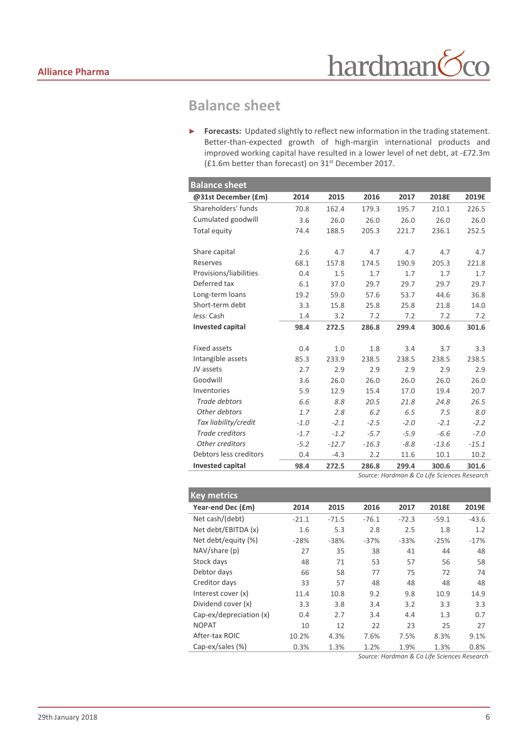## Balance sheet

- **Forecasts:** Updated slightly to reflect new information in the trading statement. Better-than-expected growth of high-margin international products and improved working capital have resulted in a lower level of net debt, at -£72.3m (£1.6m better than forecast) on 31st December 2017.

| Balance sheet | | | | | | |
|---|---|---|---|---|---|---|
| **@31st December (£m)** | **2014** | **2015** | **2016** | **2017** | **2018E** | **2019E** |
| Shareholders' funds | 70.8 | 162.4 | 179.3 | 195.7 | 210.1 | 226.5 |
| Cumulated goodwill | 3.6 | 26.0 | 26.0 | 26.0 | 26.0 | 26.0 |
| Total equity | 74.4 | 188.5 | 205.3 | 221.7 | 236.1 | 252.5 |
| | | | | | | |
| Share capital | 2.6 | 4.7 | 4.7 | 4.7 | 4.7 | 4.7 |
| Reserves | 68.1 | 157.8 | 174.5 | 190.9 | 205.3 | 221.8 |
| Provisions/liabilities | 0.4 | 1.5 | 1.7 | 1.7 | 1.7 | 1.7 |
| Deferred tax | 6.1 | 37.0 | 29.7 | 29.7 | 29.7 | 29.7 |
| Long-term loans | 19.2 | 59.0 | 57.6 | 53.7 | 44.6 | 36.8 |
| Short-term debt | 3.3 | 15.8 | 25.8 | 25.8 | 21.8 | 14.0 |
| *less:* Cash | 1.4 | 3.2 | 7.2 | 7.2 | 7.2 | 7.2 |
| **Invested capital** | **98.4** | **272.5** | **286.8** | **299.4** | **300.6** | **301.6** |
| | | | | | | |
| Fixed assets | 0.4 | 1.0 | 1.8 | 3.4 | 3.7 | 3.3 |
| Intangible assets | 85.3 | 233.9 | 238.5 | 238.5 | 238.5 | 238.5 |
| JV assets | 2.7 | 2.9 | 2.9 | 2.9 | 2.9 | 2.9 |
| Goodwill | 3.6 | 26.0 | 26.0 | 26.0 | 26.0 | 26.0 |
| Inventories | 5.9 | 12.9 | 15.4 | 17.0 | 19.4 | 20.7 |
| *Trade debtors* | *6.6* | *8.8* | *20.5* | *21.8* | *24.8* | *26.5* |
| *Other debtors* | *1.7* | *2.8* | *6.2* | *6.5* | *7.5* | *8.0* |
| *Tax liability/credit* | *-1.0* | *-2.1* | *-2.5* | *-2.0* | *-2.1* | *-2.2* |
| *Trade creditors* | *-1.7* | *-1.2* | *-5.7* | *-5.9* | *-6.6* | *-7.0* |
| *Other creditors* | *-5.2* | *-12.7* | *-16.3* | *-8.8* | *-13.6* | *-15.1* |
| Debtors less creditors | 0.4 | -4.3 | 2.2 | 11.6 | 10.1 | 10.2 |
| **Invested capital** | **98.4** | **272.5** | **286.8** | **299.4** | **300.6** | **301.6** |

*Source: Hardman & Co Life Sciences Research*

| Key metrics | | | | | | |
|---|---|---|---|---|---|---|
| **Year-end Dec (£m)** | **2014** | **2015** | **2016** | **2017** | **2018E** | **2019E** |
| Net cash/(debt) | -21.1 | -71.5 | -76.1 | -72.3 | -59.1 | -43.6 |
| Net debt/EBITDA (x) | 1.6 | 5.3 | 2.8 | 2.5 | 1.8 | 1.2 |
| Net debt/equity (%) | -28% | -38% | -37% | -33% | -25% | -17% |
| NAV/share (p) | 27 | 35 | 38 | 41 | 44 | 48 |
| Stock days | 48 | 71 | 53 | 57 | 56 | 58 |
| Debtor days | 66 | 58 | 77 | 75 | 72 | 74 |
| Creditor days | 33 | 57 | 48 | 48 | 48 | 48 |
| Interest cover (x) | 11.4 | 10.8 | 9.2 | 9.8 | 10.9 | 14.9 |
| Dividend cover (x) | 3.3 | 3.8 | 3.4 | 3.2 | 3.3 | 3.3 |
| Cap-ex/depreciation (x) | 0.4 | 2.7 | 3.4 | 4.4 | 1.3 | 0.7 |
| NOPAT | 10 | 12 | 22 | 23 | 25 | 27 |
| After-tax ROIC | 10.2% | 4.3% | 7.6% | 7.5% | 8.3% | 9.1% |
| Cap-ex/sales (%) | 0.3% | 1.3% | 1.2% | 1.9% | 1.3% | 0.8% |

*Source: Hardman & Co Life Sciences Research*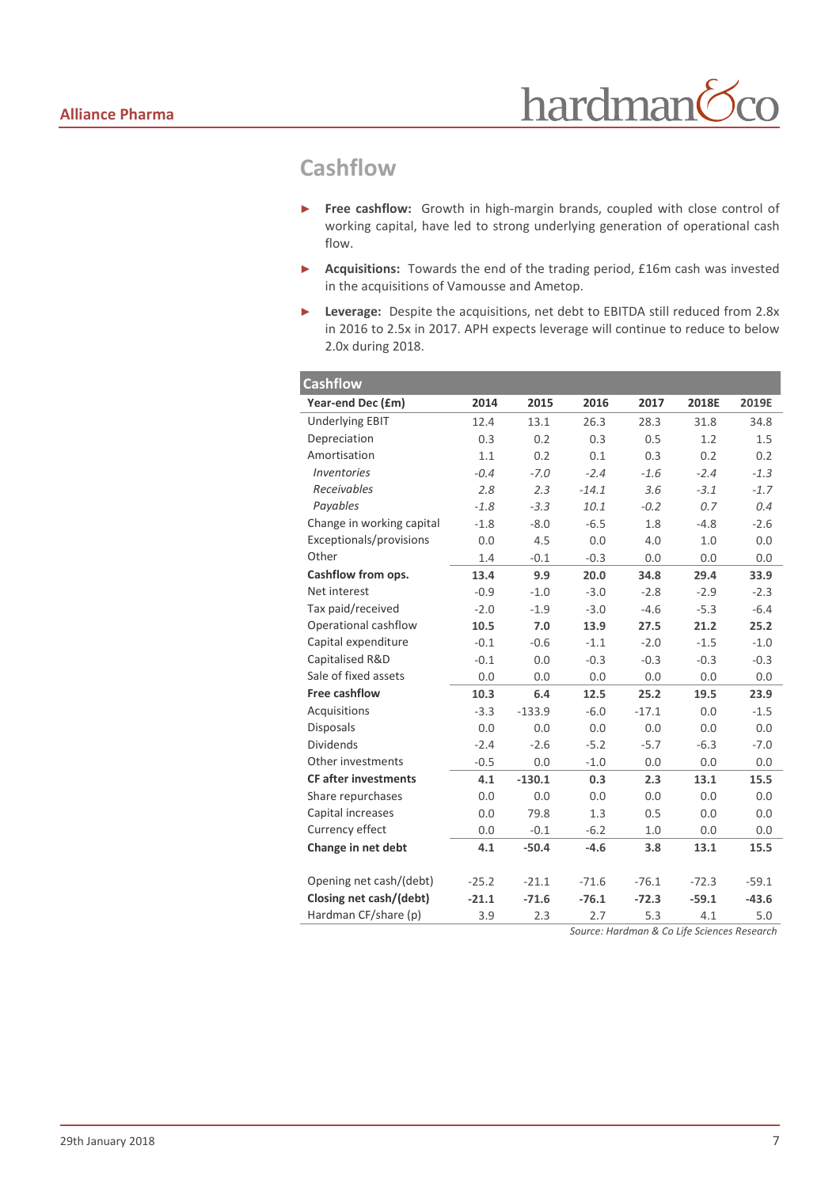## Cashflow

- **Free cashflow:** Growth in high-margin brands, coupled with close control of working capital, have led to strong underlying generation of operational cash flow.
- **Acquisitions:** Towards the end of the trading period, £16m cash was invested in the acquisitions of Vamousse and Ametop.
- **Leverage:** Despite the acquisitions, net debt to EBITDA still reduced from 2.8x in 2016 to 2.5x in 2017. APH expects leverage will continue to reduce to below 2.0x during 2018.

| **Cashflow** | | | | | | |
|---|---|---|---|---|---|---|
| **Year-end Dec (£m)** | **2014** | **2015** | **2016** | **2017** | **2018E** | **2019E** |
| Underlying EBIT | 12.4 | 13.1 | 26.3 | 28.3 | 31.8 | 34.8 |
| Depreciation | 0.3 | 0.2 | 0.3 | 0.5 | 1.2 | 1.5 |
| Amortisation | 1.1 | 0.2 | 0.1 | 0.3 | 0.2 | 0.2 |
| *Inventories* | *-0.4* | *-7.0* | *-2.4* | *-1.6* | *-2.4* | *-1.3* |
| *Receivables* | *2.8* | *2.3* | *-14.1* | *3.6* | *-3.1* | *-1.7* |
| *Payables* | *-1.8* | *-3.3* | *10.1* | *-0.2* | *0.7* | *0.4* |
| Change in working capital | -1.8 | -8.0 | -6.5 | 1.8 | -4.8 | -2.6 |
| Exceptionals/provisions | 0.0 | 4.5 | 0.0 | 4.0 | 1.0 | 0.0 |
| Other | 1.4 | -0.1 | -0.3 | 0.0 | 0.0 | 0.0 |
| **Cashflow from ops.** | **13.4** | **9.9** | **20.0** | **34.8** | **29.4** | **33.9** |
| Net interest | -0.9 | -1.0 | -3.0 | -2.8 | -2.9 | -2.3 |
| Tax paid/received | -2.0 | -1.9 | -3.0 | -4.6 | -5.3 | -6.4 |
| Operational cashflow | **10.5** | **7.0** | **13.9** | **27.5** | **21.2** | **25.2** |
| Capital expenditure | -0.1 | -0.6 | -1.1 | -2.0 | -1.5 | -1.0 |
| Capitalised R&D | -0.1 | 0.0 | -0.3 | -0.3 | -0.3 | -0.3 |
| Sale of fixed assets | 0.0 | 0.0 | 0.0 | 0.0 | 0.0 | 0.0 |
| **Free cashflow** | **10.3** | **6.4** | **12.5** | **25.2** | **19.5** | **23.9** |
| Acquisitions | -3.3 | -133.9 | -6.0 | -17.1 | 0.0 | -1.5 |
| Disposals | 0.0 | 0.0 | 0.0 | 0.0 | 0.0 | 0.0 |
| Dividends | -2.4 | -2.6 | -5.2 | -5.7 | -6.3 | -7.0 |
| Other investments | -0.5 | 0.0 | -1.0 | 0.0 | 0.0 | 0.0 |
| **CF after investments** | **4.1** | **-130.1** | **0.3** | **2.3** | **13.1** | **15.5** |
| Share repurchases | 0.0 | 0.0 | 0.0 | 0.0 | 0.0 | 0.0 |
| Capital increases | 0.0 | 79.8 | 1.3 | 0.5 | 0.0 | 0.0 |
| Currency effect | 0.0 | -0.1 | -6.2 | 1.0 | 0.0 | 0.0 |
| **Change in net debt** | **4.1** | **-50.4** | **-4.6** | **3.8** | **13.1** | **15.5** |
| | | | | | | |
| Opening net cash/(debt) | -25.2 | -21.1 | -71.6 | -76.1 | -72.3 | -59.1 |
| **Closing net cash/(debt)** | **-21.1** | **-71.6** | **-76.1** | **-72.3** | **-59.1** | **-43.6** |
| Hardman CF/share (p) | 3.9 | 2.3 | 2.7 | 5.3 | 4.1 | 5.0 |

*Source: Hardman & Co Life Sciences Research*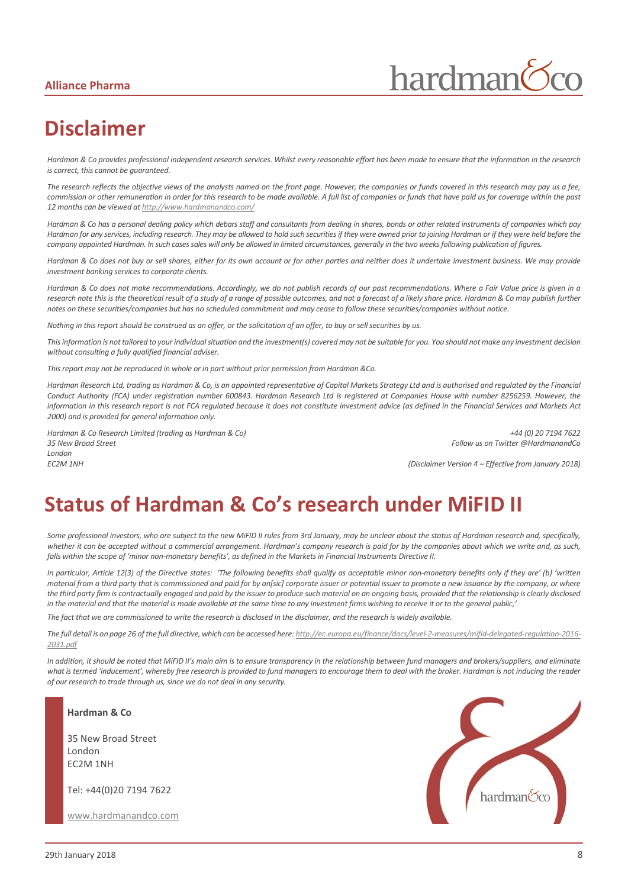# Disclaimer

*Hardman & Co provides professional independent research services. Whilst every reasonable effort has been made to ensure that the information in the research is correct, this cannot be guaranteed.*

*The research reflects the objective views of the analysts named on the front page. However, the companies or funds covered in this research may pay us a fee, commission or other remuneration in order for this research to be made available. A full list of companies or funds that have paid us for coverage within the past 12 months can be viewed at http://www.hardmanandco.com/*

*Hardman & Co has a personal dealing policy which debars staff and consultants from dealing in shares, bonds or other related instruments of companies which pay Hardman for any services, including research. They may be allowed to hold such securities if they were owned prior to joining Hardman or if they were held before the company appointed Hardman. In such cases sales will only be allowed in limited circumstances, generally in the two weeks following publication of figures.*

*Hardman & Co does not buy or sell shares, either for its own account or for other parties and neither does it undertake investment business. We may provide investment banking services to corporate clients.*

*Hardman & Co does not make recommendations. Accordingly, we do not publish records of our past recommendations. Where a Fair Value price is given in a research note this is the theoretical result of a study of a range of possible outcomes, and not a forecast of a likely share price. Hardman & Co may publish further notes on these securities/companies but has no scheduled commitment and may cease to follow these securities/companies without notice.*

*Nothing in this report should be construed as an offer, or the solicitation of an offer, to buy or sell securities by us.*

*This information is not tailored to your individual situation and the investment(s) covered may not be suitable for you. You should not make any investment decision without consulting a fully qualified financial adviser.*

*This report may not be reproduced in whole or in part without prior permission from Hardman &Co.*

*Hardman Research Ltd, trading as Hardman & Co, is an appointed representative of Capital Markets Strategy Ltd and is authorised and regulated by the Financial Conduct Authority (FCA) under registration number 600843. Hardman Research Ltd is registered at Companies House with number 8256259. However, the information in this research report is not FCA regulated because it does not constitute investment advice (as defined in the Financial Services and Markets Act 2000) and is provided for general information only.*

*Hardman & Co Research Limited (trading as Hardman & Co)*
*35 New Broad Street*
*London*
*EC2M 1NH*

*+44 (0) 20 7194 7622*
*Follow us on Twitter @HardmanandCo*

*(Disclaimer Version 4 – Effective from January 2018)*

# Status of Hardman & Co's research under MiFID II

*Some professional investors, who are subject to the new MiFID II rules from 3rd January, may be unclear about the status of Hardman research and, specifically, whether it can be accepted without a commercial arrangement. Hardman's company research is paid for by the companies about which we write and, as such, falls within the scope of 'minor non-monetary benefits', as defined in the Markets in Financial Instruments Directive II.*

*In particular, Article 12(3) of the Directive states: 'The following benefits shall qualify as acceptable minor non-monetary benefits only if they are' (b) 'written material from a third party that is commissioned and paid for by an[sic] corporate issuer or potential issuer to promote a new issuance by the company, or where the third party firm is contractually engaged and paid by the issuer to produce such material on an ongoing basis, provided that the relationship is clearly disclosed in the material and that the material is made available at the same time to any investment firms wishing to receive it or to the general public;'*

*The fact that we are commissioned to write the research is disclosed in the disclaimer, and the research is widely available.*

*The full detail is on page 26 of the full directive, which can be accessed here: http://ec.europa.eu/finance/docs/level-2-measures/mifid-delegated-regulation-2016-2031.pdf*

*In addition, it should be noted that MiFID II's main aim is to ensure transparency in the relationship between fund managers and brokers/suppliers, and eliminate what is termed 'inducement', whereby free research is provided to fund managers to encourage them to deal with the broker. Hardman is not inducing the reader of our research to trade through us, since we do not deal in any security.*

**Hardman & Co**

35 New Broad Street
London
EC2M 1NH

Tel: +44(0)20 7194 7622

www.hardmanandco.com